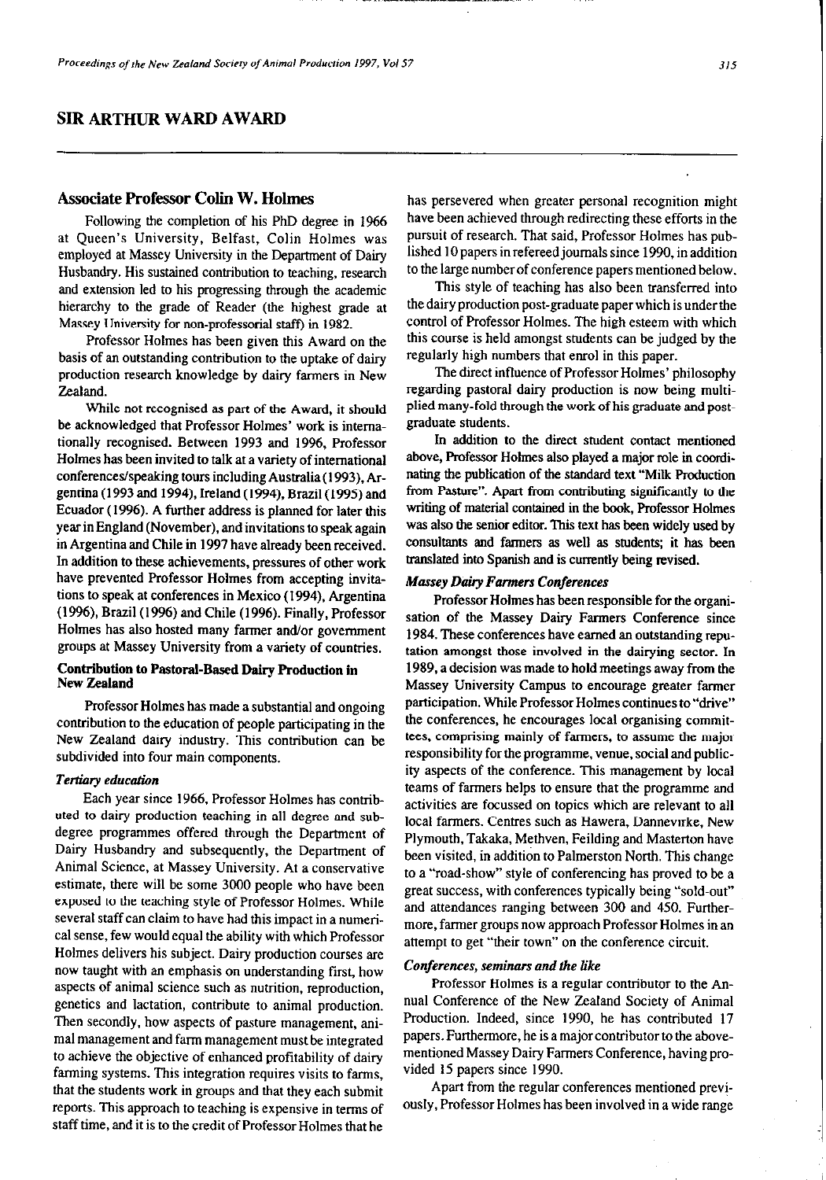# SIR ARTHUR WARD AWARD

## Associate Professor Colin W. Holmes

Following the completion of his PhD degree in 1966 at Queen's University, Belfast, Colin Holmes was employed at Massey University in the Department of Dairy Husbandry. His sustained contribution to teaching, research and extension led to his progressing through the academic hierarchy to the grade of Reader (the highest grade at Massey University for non-professorial staff) in 1982.

Professor Holmes has been given this Award on the basis of an outstanding contribution to the uptake of dairy production research knowledge by dairy farmers in New Zealand.

While not recognised as part of the Award, it should be acknowledged that Professor Holmes' work is internationally recognised. Between 1993 and 1996, Professor Holmes has been invited to talk at a variety of international conferences/speaking tours including Australia (1993), Argentina (1993 and 1994), Ireland (1994), Brazil (1995) and Ecuador (1996). A further address is planned for later this year in England (November), and invitations to speak again in Argentina and Chile in 1997 have already been received. In addition to these achievements, pressures of other work have prevented Professor Holmes from accepting invitations to speak at conferences in Mexico (1994), Argentina (1996), Brazil (1996) and Chile (1996). Finally, Professor Holmes has also hosted many farmer and/or government groups at Massey University from a variety of countries.

### Contribution to Pastoral-Based Dairy Production in New Zealand

Professor Holmes has made a substantial and ongoing contribution to the education of people participating in the New Zealand dairy industry. This contribution can be subdivided into four main components.

#### *Tertiary education*

Each year since 1966, Professor Holmes has contributed to dairy production teaching in all degree and subdegree programmes offered through the Department of Dairy Husbandry and subsequently, the Department of Animal Science, at Massey University. At a conservative estimate, there will be some 3000 people who have been exposed to the teaching style of Professor Holmes. While several staff can claim to have had this impact in a numerical sense, few would equal the ability with which Professor Holmes delivers his subject. Dairy production courses are now taught with an emphasis on understanding first, how aspects of animal science such as nutrition, reproduction, genetics and lactation, contribute to animal production. Then secondly, how aspects of pasture management, animal management and farm management must be integrated to achieve the objective of enhanced profitability of dairy farming systems. This integration requires visits to farms, that the students work in groups and that they each submit reports. This approach to teaching is expensive in terms of staff time, and it is to the credit of Professor Holmes that he has persevered when greater personal recognition might have been achieved through redirecting these efforts in the pursuit of research. That said, Professor Holmes has published 10 papers in refereed journals since 1990, in addition to the large number of conference papers mentioned below.

This style of teaching has also been transferred into the dairy production post-graduate paper which is under the control of Professor Holmes. The high esteem with which this course is held amongst students can be judged by the regularly high numbers that enrol in this paper.

The direct influence of Professor Holmes' philosophy regarding pastoral dairy production is now being multiplied many-fold through the work of his graduate and post-graduate students.

In addition to the direct student contact mentioned above, Professor Holmes also played a major role in coordinating the publication of the standard text "Milk Production from Pasture". Apart from contributing significantly to the writing of material contained in the book, Professor Holmes was also the senior editor. This text has been widely used by consultants and farmers as well as students; it has been translated into Spanish and is currently being revised.

#### *Massey Dairy Farmers Conferences*

Professor Holmes has been responsible for the organisation of the Massey Dairy Farmers Conference since 1984. These conferences have earned an outstanding reputation amongst those involved in the dairying sector. In 1989, a decision was made to hold meetings away from the Massey University Campus to encourage greater farmer participation. While Professor Holmes continues to "drive" the conferences, he encourages local organising committees, comprising mainly of farmers, to assume the major responsibility for the programme, venue, social and publicity aspects of the conference. This management by local teams of farmers helps to ensure that the programme and activities are focussed on topics which are relevant to all local farmers. Centres such as Hawera, Dannevirke, New Plymouth, Takaka, Methven, Feilding and Masterton have been visited, in addition to Palmerston North. This change to a "road-show" style of conferencing has proved to be a great success, with conferences typically being "sold-out" and attendances ranging between 300 and 450. Furthermore, farmer groups now approach Professor Holmes in an attempt to get "their town" on the conference circuit.

#### *Conferences, seminars and the like*

Professor Holmes is a regular contributor to the Annual Conference of the New Zealand Society of Animal Production. Indeed, since 1990, he has contributed 17 papers. Furthermore, he is a major contributor to the above-mentioned Massey Dairy Farmers Conference, having provided 15 papers since 1990.

Apart from the regular conferences mentioned previously, Professor Holmes has been involved in a wide range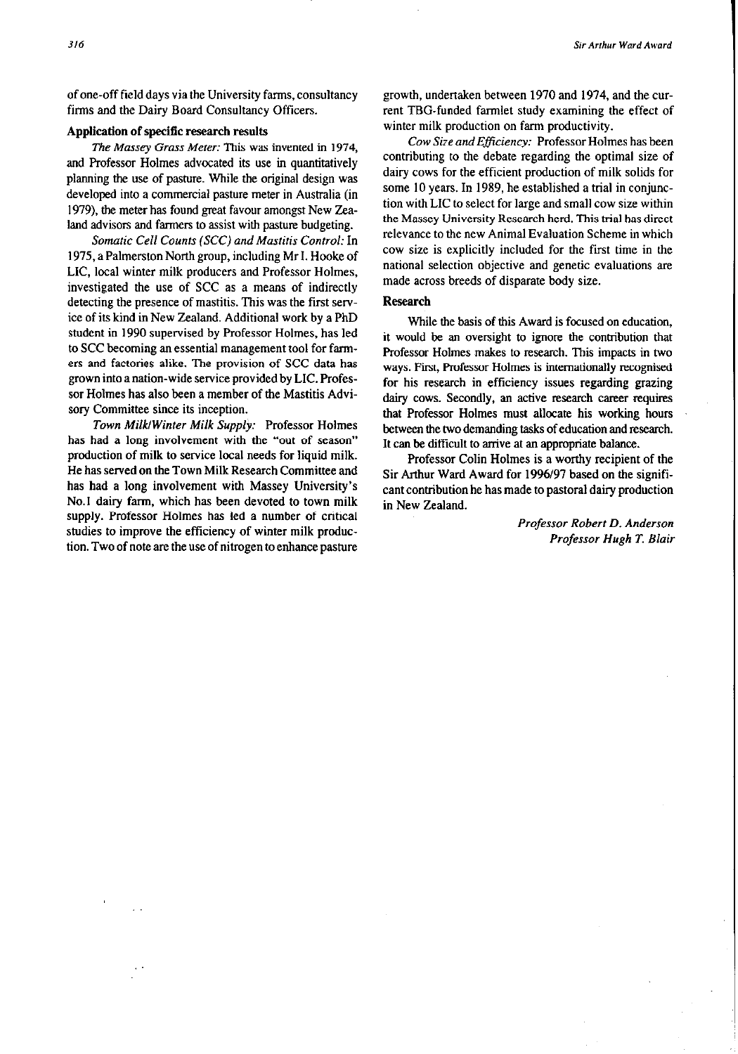of one-off field days via the University farms, consultancy firms and the Dairy Board Consultancy Officers.

### Application of specific research results

*The Massey Grass Meter:* This was invented in 1974, and Professor Holmes advocated its use in quantitatively planning the use of pasture. While the original design was developed into a commercial pasture meter in Australia (in 1979), the meter has found great favour amongst New Zealand advisors and farmers to assist with pasture budgeting.

*Somatic Cell Counts (SCC) and Mastitis Control:* In 1975, a Palmerston North group, including Mr I. Hooke of LIC, local winter milk producers and Professor Holmes, investigated the use of SCC as a means of indirectly detecting the presence of mastitis. This was the first service of its kind in New Zealand. Additional work by a PhD student in 1990 supervised by Professor Holmes, has led to SCC becoming an essential management tool for farmers and factories alike. The provision of SCC data has grown into a nation-wide service provided by LIC. Professor Holmes has also been a member of the Mastitis Advisory Committee since its inception.

*Town Milk/Winter Milk Supply:* Professor Holmes has had a long involvement with the "out of season" production of milk to service local needs for liquid milk. He has served on the Town Milk Research Committee and has had a long involvement with Massey University's No.1 dairy farm, which has been devoted to town milk supply. Professor Holmes has led a number of critical studies to improve the efficiency of winter milk production. Two of note are the use of nitrogen to enhance pasture growth, undertaken between 1970 and 1974, and the current TBG-funded farmlet study examining the effect of winter milk production on farm productivity.

*Cow Size and Efficiency:* Professor Holmes has been contributing to the debate regarding the optimal size of dairy cows for the efficient production of milk solids for some 10 years. In 1989, he established a trial in conjunction with LIC to select for large and small cow size within the Massey University Research herd. This trial has direct relevance to the new Animal Evaluation Scheme in which cow size is explicitly included for the first time in the national selection objective and genetic evaluations are made across breeds of disparate body size.

### Research

While the basis of this Award is focused on education, it would be an oversight to ignore the contribution that Professor Holmes makes to research. This impacts in two ways. First, Professor Holmes is internationally recognised for his research in efficiency issues regarding grazing dairy cows. Secondly, an active research career requires that Professor Holmes must allocate his working hours between the two demanding tasks of education and research. It can be difficult to arrive at an appropriate balance.

Professor Colin Holmes is a worthy recipient of the Sir Arthur Ward Award for 1996/97 based on the significant contribution he has made to pastoral dairy production in New Zealand.

*Professor Robert D. Anderson*
*Professor Hugh T. Blair*